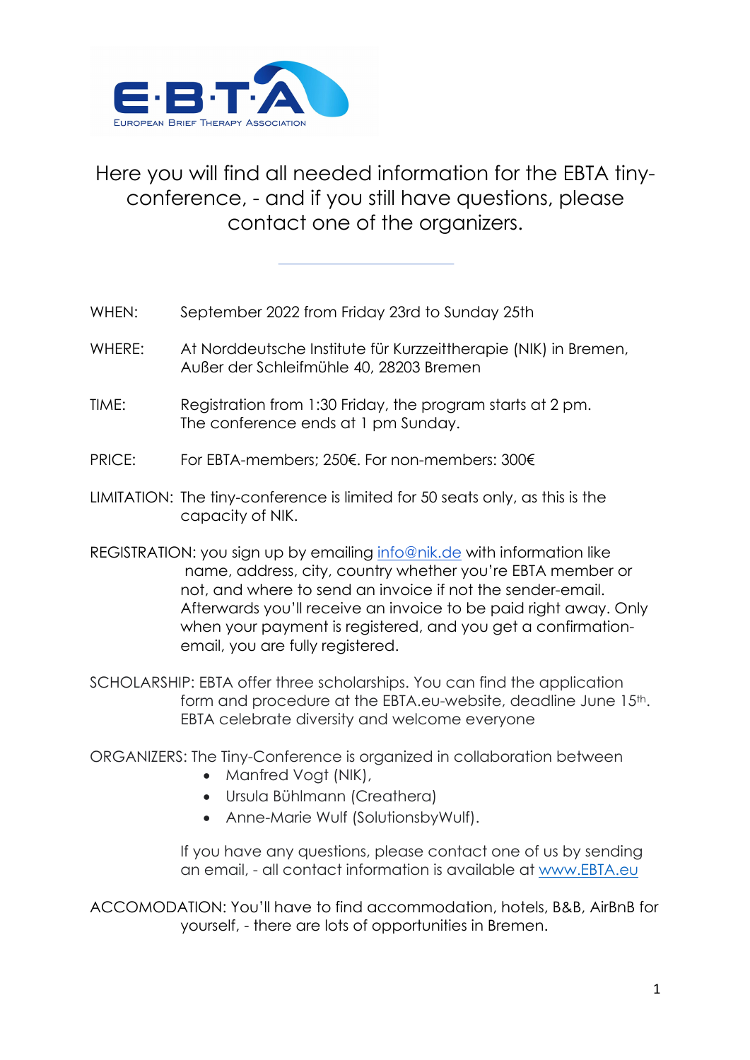E·B·T·A
EUROPEAN BRIEF THERAPY ASSOCIATION

# Here you will find all needed information for the EBTA tiny-conference, - and if you still have questions, please contact one of the organizers.

---

WHEN: September 2022 from Friday 23rd to Sunday 25th

WHERE: At Norddeutsche Institute für Kurzzeittherapie (NIK) in Bremen, Außer der Schleifmühle 40, 28203 Bremen

TIME: Registration from 1:30 Friday, the program starts at 2 pm. The conference ends at 1 pm Sunday.

PRICE: For EBTA-members; 250€. For non-members: 300€

LIMITATION: The tiny-conference is limited for 50 seats only, as this is the capacity of NIK.

REGISTRATION: you sign up by emailing info@nik.de with information like name, address, city, country whether you're EBTA member or not, and where to send an invoice if not the sender-email. Afterwards you'll receive an invoice to be paid right away. Only when your payment is registered, and you get a confirmation-email, you are fully registered.

SCHOLARSHIP: EBTA offer three scholarships. You can find the application form and procedure at the EBTA.eu-website, deadline June 15th. EBTA celebrate diversity and welcome everyone

ORGANIZERS: The Tiny-Conference is organized in collaboration between

- Manfred Vogt (NIK),
- Ursula Bühlmann (Creathera)
- Anne-Marie Wulf (SolutionsbyWulf).

If you have any questions, please contact one of us by sending an email, - all contact information is available at www.EBTA.eu

ACCOMODATION: You'll have to find accommodation, hotels, B&B, AirBnB for yourself, - there are lots of opportunities in Bremen.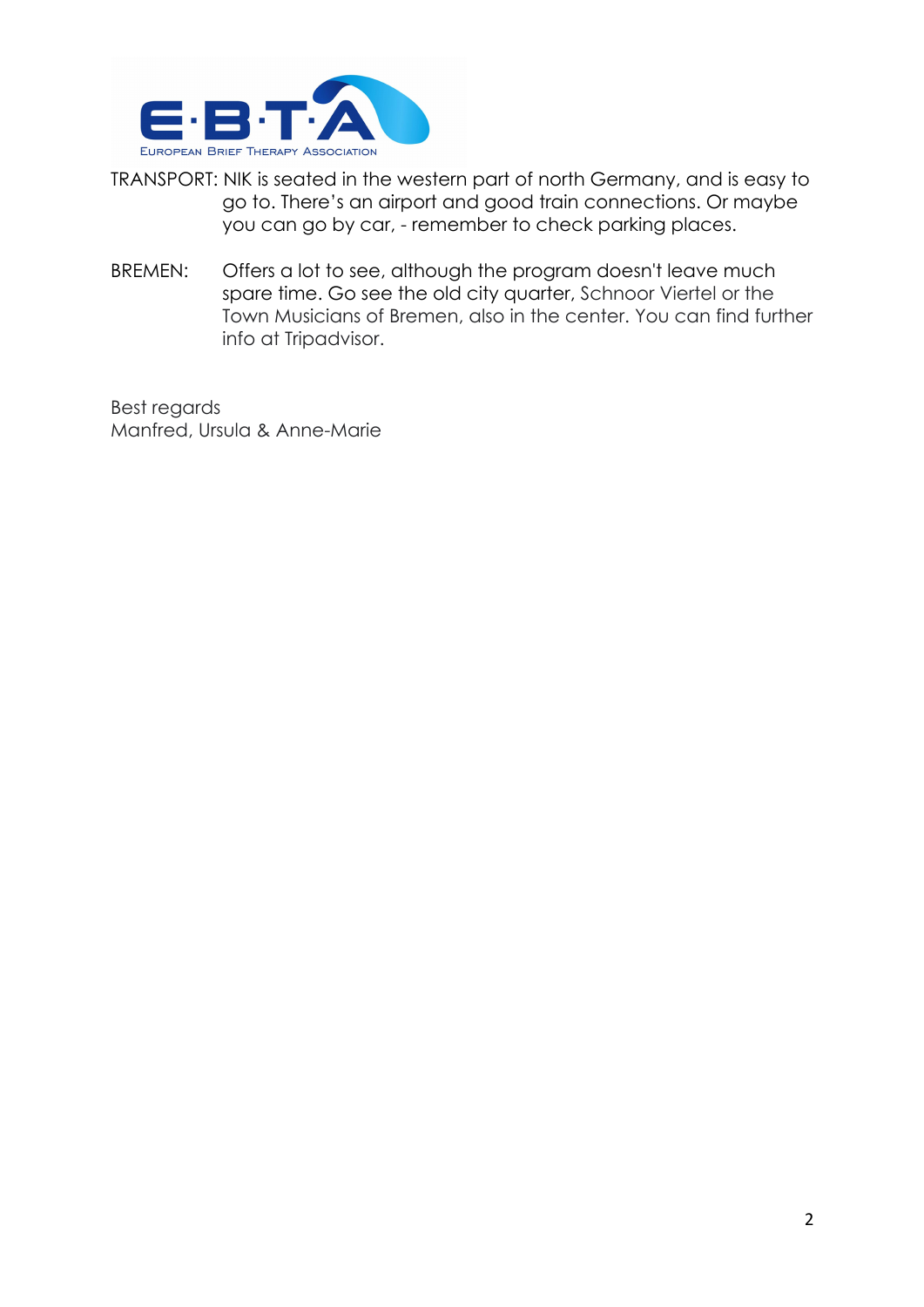TRANSPORT: NIK is seated in the western part of north Germany, and is easy to go to. There's an airport and good train connections. Or maybe you can go by car, - remember to check parking places.

BREMEN: Offers a lot to see, although the program doesn't leave much spare time. Go see the old city quarter, Schnoor Viertel or the Town Musicians of Bremen, also in the center. You can find further info at Tripadvisor.

Best regards
Manfred, Ursula & Anne-Marie